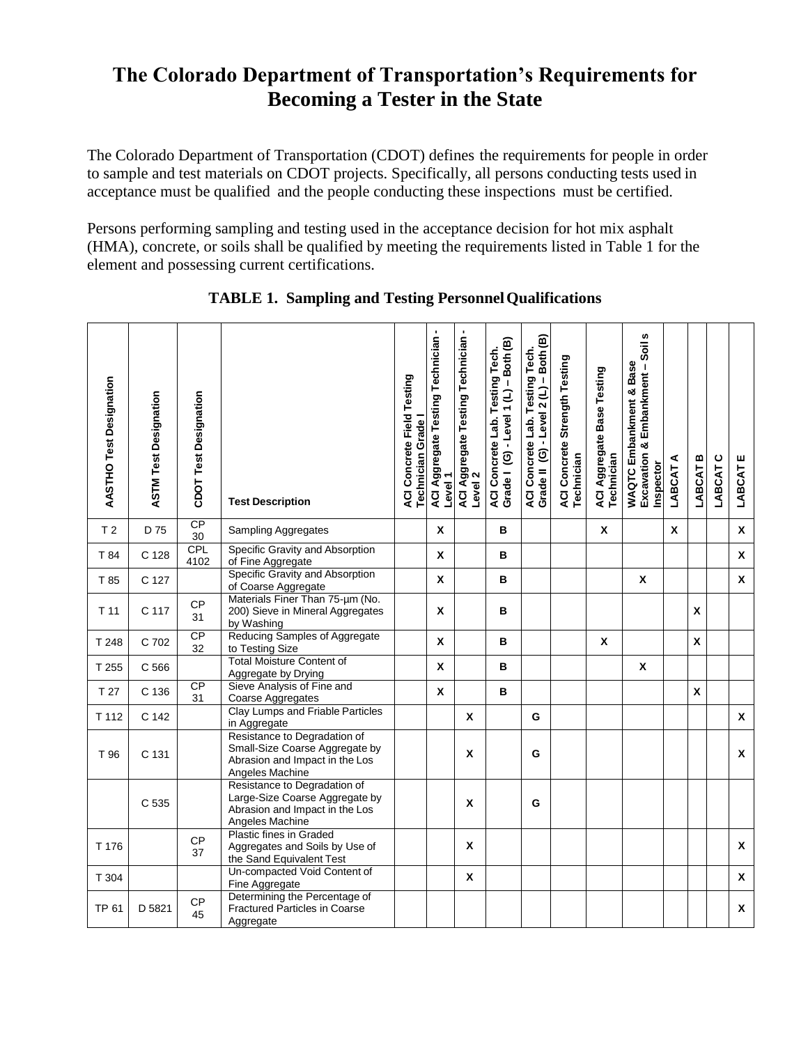# The Colorado Department of Transportation's Requirements for Becoming a Tester in the State

The Colorado Department of Transportation (CDOT) defines the requirements for people in order to sample and test materials on CDOT projects. Specifically, all persons conducting tests used in acceptance must be qualified and the people conducting these inspections must be certified.

Persons performing sampling and testing used in the acceptance decision for hot mix asphalt (HMA), concrete, or soils shall be qualified by meeting the requirements listed in Table 1 for the element and possessing current certifications.

**TABLE 1. Sampling and Testing Personnel Qualifications**

| AASTHO Test Designation | ASTM Test Designation | CDOT Test Designation | Test Description | ACI Concrete Field Testing Technician Grade I | ACI Aggregate Testing Technician - Level 1 | ACI Aggregate Testing Technician - Level 2 | ACI Concrete Lab. Testing Tech. Grade I (G) - Level 1 (L) – Both (B) | ACI Concrete Lab. Testing Tech. Grade II (G) - Level 2 (L) – Both (B) | ACI Concrete Strength Testing Technician | ACI Aggregate Base Testing Technician | WAQTC Embankment & Base Excavation & Embankment – Soil s Inspector | LABCAT A | LABCAT B | LABCAT C | LABCAT E |
|---|---|---|---|---|---|---|---|---|---|---|---|---|---|---|---|
| T 2 | D 75 | CP 30 | Sampling Aggregates | | X | | B | | | X | | X | | | X |
| T 84 | C 128 | CPL 4102 | Specific Gravity and Absorption of Fine Aggregate | | X | | B | | | | | | | | X |
| T 85 | C 127 | | Specific Gravity and Absorption of Coarse Aggregate | | X | | B | | | | X | | | | X |
| T 11 | C 117 | CP 31 | Materials Finer Than 75-µm (No. 200) Sieve in Mineral Aggregates by Washing | | X | | B | | | | | | X | | |
| T 248 | C 702 | CP 32 | Reducing Samples of Aggregate to Testing Size | | X | | B | | | X | | | X | | |
| T 255 | C 566 | | Total Moisture Content of Aggregate by Drying | | X | | B | | | | X | | | | |
| T 27 | C 136 | CP 31 | Sieve Analysis of Fine and Coarse Aggregates | | X | | B | | | | | | X | | |
| T 112 | C 142 | | Clay Lumps and Friable Particles in Aggregate | | | X | | G | | | | | | | X |
| T 96 | C 131 | | Resistance to Degradation of Small-Size Coarse Aggregate by Abrasion and Impact in the Los Angeles Machine | | | X | | G | | | | | | | X |
| | C 535 | | Resistance to Degradation of Large-Size Coarse Aggregate by Abrasion and Impact in the Los Angeles Machine | | | X | | G | | | | | | | |
| T 176 | | CP 37 | Plastic fines in Graded Aggregates and Soils by Use of the Sand Equivalent Test | | | X | | | | | | | | | X |
| T 304 | | | Un-compacted Void Content of Fine Aggregate | | | X | | | | | | | | | X |
| TP 61 | D 5821 | CP 45 | Determining the Percentage of Fractured Particles in Coarse Aggregate | | | | | | | | | | | | X |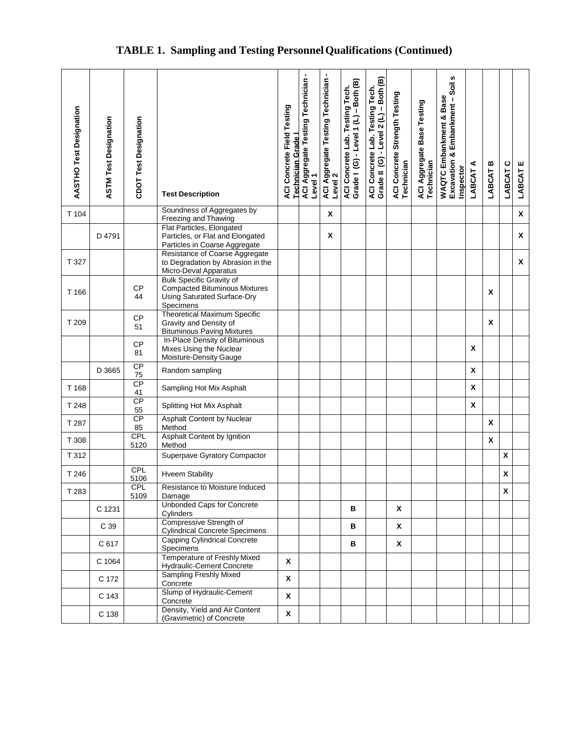## TABLE 1. Sampling and Testing Personnel Qualifications (Continued)

| AASTHO Test Designation | ASTM Test Designation | CDOT Test Designation | Test Description | ACI Concrete Field Testing Technician Grade I | ACI Aggregate Testing Technician - Level 1 | ACI Aggregate Testing Technician - Level 2 | ACI Concrete Lab. Testing Tech. Grade I (G) - Level 1 (L) – Both (B) | ACI Concrete Lab. Testing Tech. Grade II (G) - Level 2 (L) – Both (B) | ACI Concrete Strength Testing Technician | ACI Aggregate Base Testing Technician | WAQTC Embankment & Base Excavation & Embankment – Soil s Inspector | LABCAT A | LABCAT B | LABCAT C | LABCAT E |
|---|---|---|---|---|---|---|---|---|---|---|---|---|---|---|---|
| T 104 | | | Soundness of Aggregates by Freezing and Thawing | | | X | | | | | | | | | X |
| | D 4791 | | Flat Particles, Elongated Particles, or Flat and Elongated Particles in Coarse Aggregate | | | X | | | | | | | | | X |
| T 327 | | | Resistance of Coarse Aggregate to Degradation by Abrasion in the Micro-Deval Apparatus | | | | | | | | | | | | X |
| T 166 | | CP 44 | Bulk Specific Gravity of Compacted Bituminous Mixtures Using Saturated Surface-Dry Specimens | | | | | | | | | | X | | |
| T 209 | | CP 51 | Theoretical Maximum Specific Gravity and Density of Bituminous Paving Mixtures | | | | | | | | | | X | | |
| | | CP 81 | In-Place Density of Bituminous Mixes Using the Nuclear Moisture-Density Gauge | | | | | | | | | X | | | |
| | D 3665 | CP 75 | Random sampling | | | | | | | | | X | | | |
| T 168 | | CP 41 | Sampling Hot Mix Asphalt | | | | | | | | | X | | | |
| T 248 | | CP 55 | Splitting Hot Mix Asphalt | | | | | | | | | X | | | |
| T 287 | | CP 85 | Asphalt Content by Nuclear Method | | | | | | | | | | X | | |
| T 308 | | CPL 5120 | Asphalt Content by Ignition Method | | | | | | | | | | X | | |
| T 312 | | | Superpave Gyratory Compactor | | | | | | | | | | | X | |
| T 246 | | CPL 5106 | Hveem Stability | | | | | | | | | | | X | |
| T 283 | | CPL 5109 | Resistance to Moisture Induced Damage | | | | | | | | | | | X | |
| | C 1231 | | Unbonded Caps for Concrete Cylinders | | | | B | | X | | | | | | |
| | C 39 | | Compressive Strength of Cylindrical Concrete Specimens | | | | B | | X | | | | | | |
| | C 617 | | Capping Cylindrical Concrete Specimens | | | | B | | X | | | | | | |
| | C 1064 | | Temperature of Freshly Mixed Hydraulic-Cement Concrete | X | | | | | | | | | | | |
| | C 172 | | Sampling Freshly Mixed Concrete | X | | | | | | | | | | | |
| | C 143 | | Slump of Hydraulic-Cement Concrete | X | | | | | | | | | | | |
| | C 138 | | Density, Yield and Air Content (Gravimetric) of Concrete | X | | | | | | | | | | | |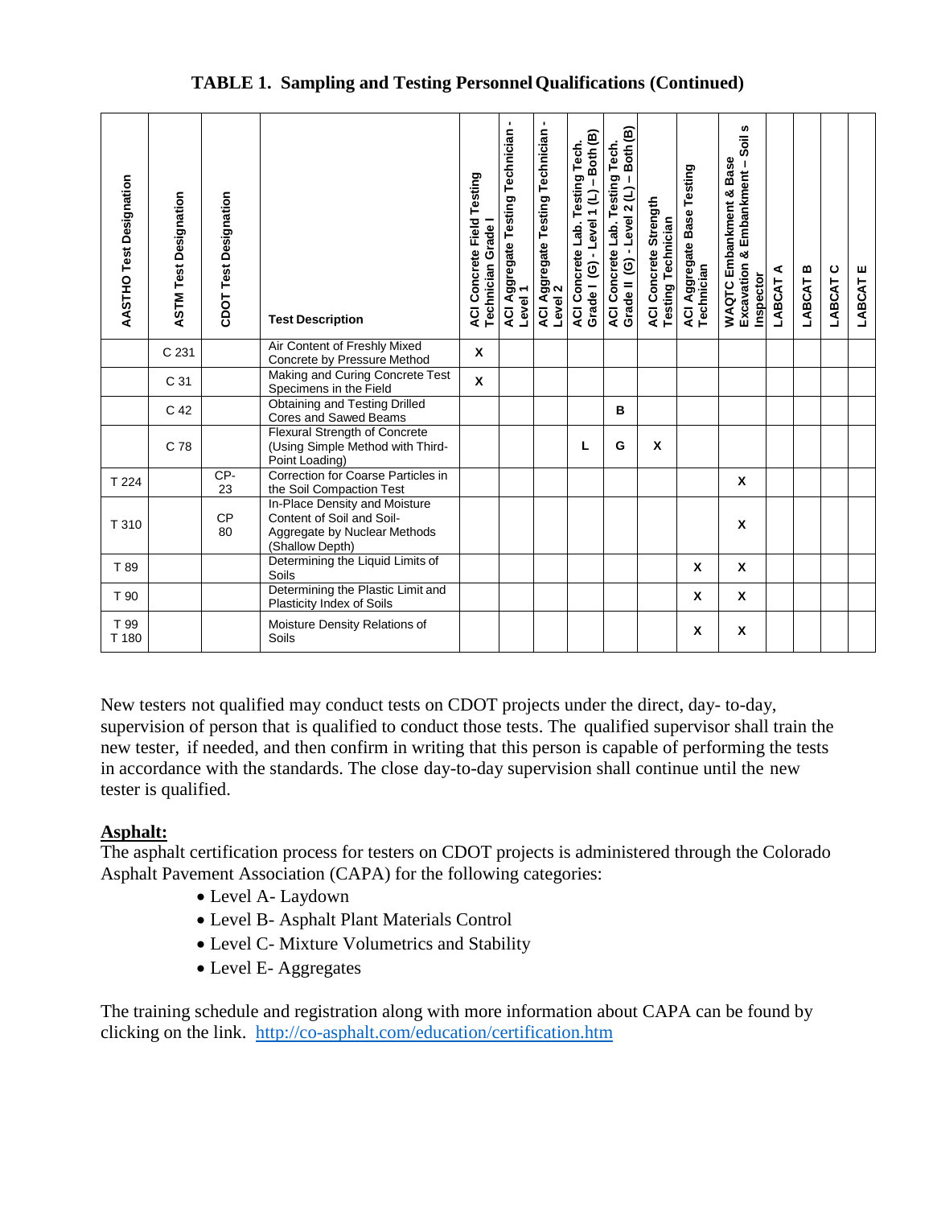**TABLE 1. Sampling and Testing Personnel Qualifications (Continued)**

| AASTHO Test Designation | ASTM Test Designation | CDOT Test Designation | Test Description | ACI Concrete Field Testing Technician Grade I | ACI Aggregate Testing Technician - Level 1 | ACI Aggregate Testing Technician - Level 2 | ACI Concrete Lab. Testing Tech. Grade I (G) - Level 1 (L) – Both (B) | ACI Concrete Lab. Testing Tech. Grade II (G) - Level 2 (L) – Both (B) | ACI Concrete Strength Testing Technician | ACI Aggregate Base Testing Technician | WAQTC Embankment & Base Excavation & Embankment – Soil s Inspector | LABCAT A | LABCAT B | LABCAT C | LABCAT E |
|---|---|---|---|---|---|---|---|---|---|---|---|---|---|---|---|
| | C 231 | | Air Content of Freshly Mixed Concrete by Pressure Method | X | | | | | | | | | | | |
| | C 31 | | Making and Curing Concrete Test Specimens in the Field | X | | | | | | | | | | | |
| | C 42 | | Obtaining and Testing Drilled Cores and Sawed Beams | | | | | B | | | | | | | |
| | C 78 | | Flexural Strength of Concrete (Using Simple Method with Third-Point Loading) | | | | L | G | X | | | | | | |
| T 224 | | CP-23 | Correction for Coarse Particles in the Soil Compaction Test | | | | | | | | X | | | | |
| T 310 | | CP 80 | In-Place Density and Moisture Content of Soil and Soil-Aggregate by Nuclear Methods (Shallow Depth) | | | | | | | | X | | | | |
| T 89 | | | Determining the Liquid Limits of Soils | | | | | | | X | X | | | | |
| T 90 | | | Determining the Plastic Limit and Plasticity Index of Soils | | | | | | | X | X | | | | |
| T 99<br>T 180 | | | Moisture Density Relations of Soils | | | | | | | X | X | | | | |

New testers not qualified may conduct tests on CDOT projects under the direct, day- to-day, supervision of person that is qualified to conduct those tests. The qualified supervisor shall train the new tester, if needed, and then confirm in writing that this person is capable of performing the tests in accordance with the standards. The close day-to-day supervision shall continue until the new tester is qualified.

**Asphalt:**

The asphalt certification process for testers on CDOT projects is administered through the Colorado Asphalt Pavement Association (CAPA) for the following categories:

- Level A- Laydown
- Level B- Asphalt Plant Materials Control
- Level C- Mixture Volumetrics and Stability
- Level E- Aggregates

The training schedule and registration along with more information about CAPA can be found by clicking on the link. http://co-asphalt.com/education/certification.htm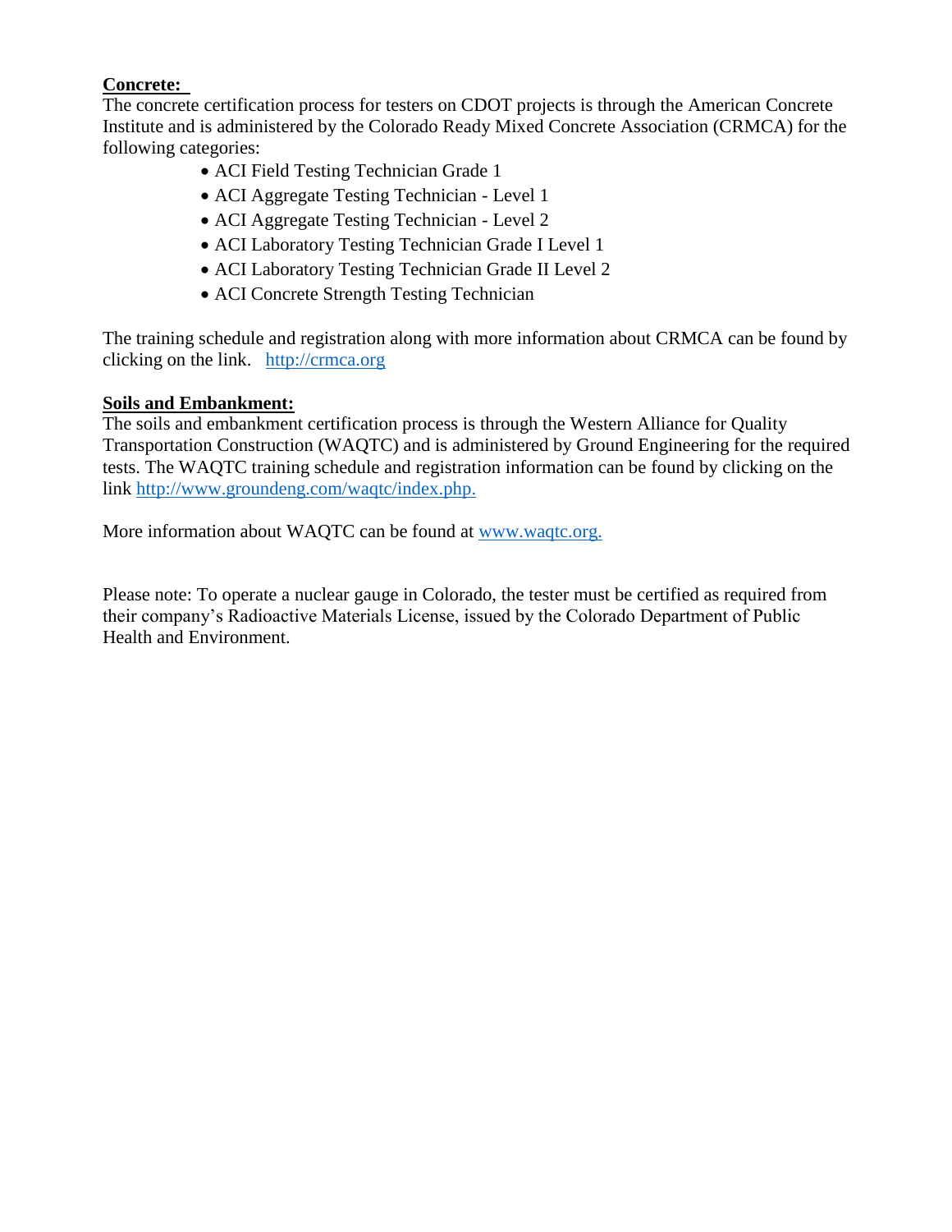**Concrete:**

The concrete certification process for testers on CDOT projects is through the American Concrete Institute and is administered by the Colorado Ready Mixed Concrete Association (CRMCA) for the following categories:

- ACI Field Testing Technician Grade 1
- ACI Aggregate Testing Technician - Level 1
- ACI Aggregate Testing Technician - Level 2
- ACI Laboratory Testing Technician Grade I Level 1
- ACI Laboratory Testing Technician Grade II Level 2
- ACI Concrete Strength Testing Technician

The training schedule and registration along with more information about CRMCA can be found by clicking on the link. http://crmca.org

**Soils and Embankment:**

The soils and embankment certification process is through the Western Alliance for Quality Transportation Construction (WAQTC) and is administered by Ground Engineering for the required tests. The WAQTC training schedule and registration information can be found by clicking on the link http://www.groundeng.com/waqtc/index.php.

More information about WAQTC can be found at www.waqtc.org.

Please note: To operate a nuclear gauge in Colorado, the tester must be certified as required from their company's Radioactive Materials License, issued by the Colorado Department of Public Health and Environment.